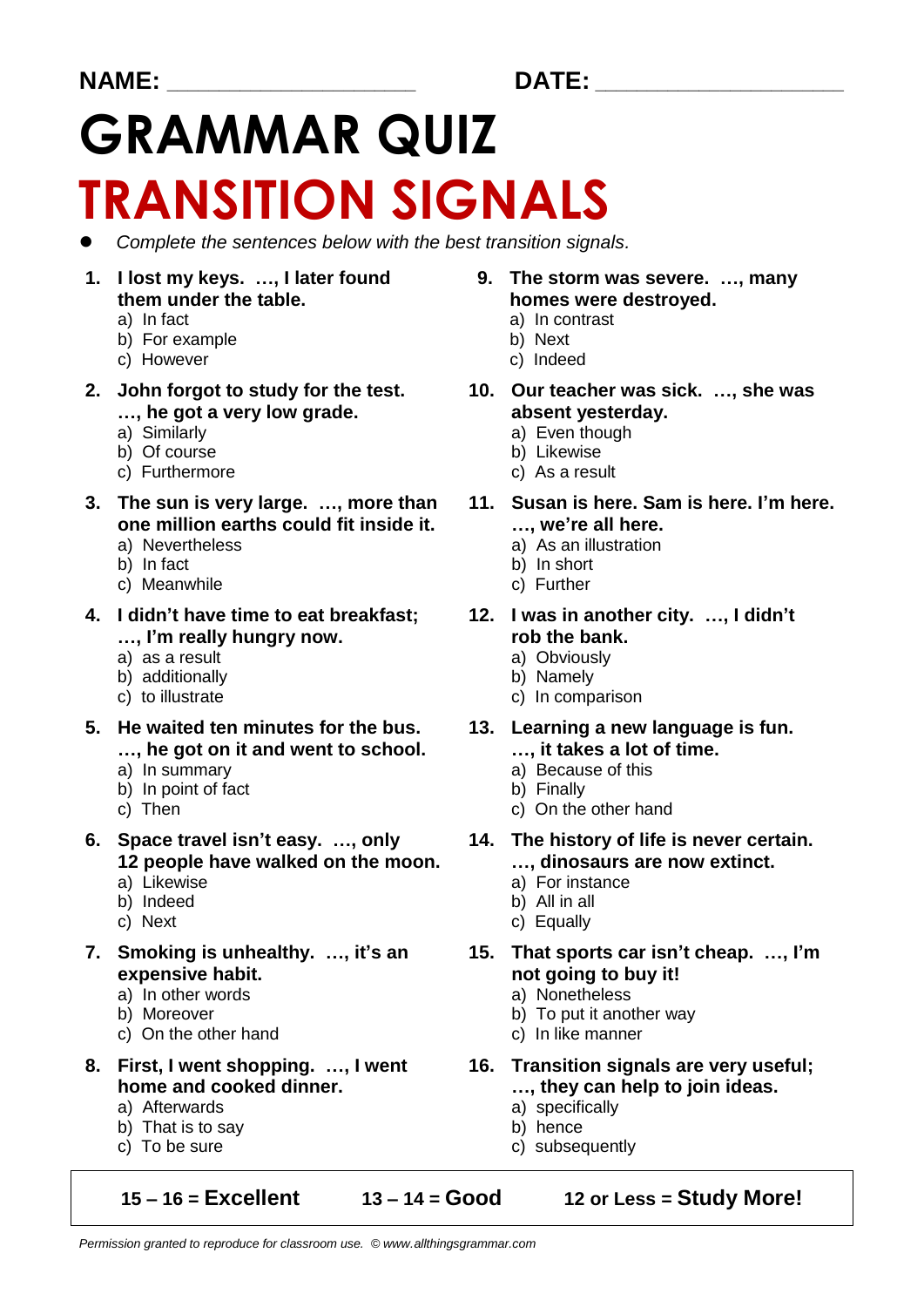**NAME:** ___________________ **DATE:** ___________________

# GRAMMAR QUIZ

# TRANSITION SIGNALS

- *Complete the sentences below with the best transition signals.*

1. **I lost my keys. …, I later found them under the table.**
   a) In fact
   b) For example
   c) However

2. **John forgot to study for the test. …, he got a very low grade.**
   a) Similarly
   b) Of course
   c) Furthermore

3. **The sun is very large. …, more than one million earths could fit inside it.**
   a) Nevertheless
   b) In fact
   c) Meanwhile

4. **I didn't have time to eat breakfast; …, I'm really hungry now.**
   a) as a result
   b) additionally
   c) to illustrate

5. **He waited ten minutes for the bus. …, he got on it and went to school.**
   a) In summary
   b) In point of fact
   c) Then

6. **Space travel isn't easy. …, only 12 people have walked on the moon.**
   a) Likewise
   b) Indeed
   c) Next

7. **Smoking is unhealthy. …, it's an expensive habit.**
   a) In other words
   b) Moreover
   c) On the other hand

8. **First, I went shopping. …, I went home and cooked dinner.**
   a) Afterwards
   b) That is to say
   c) To be sure

9. **The storm was severe. …, many homes were destroyed.**
   a) In contrast
   b) Next
   c) Indeed

10. **Our teacher was sick. …, she was absent yesterday.**
    a) Even though
    b) Likewise
    c) As a result

11. **Susan is here. Sam is here. I'm here. …, we're all here.**
    a) As an illustration
    b) In short
    c) Further

12. **I was in another city. …, I didn't rob the bank.**
    a) Obviously
    b) Namely
    c) In comparison

13. **Learning a new language is fun. …, it takes a lot of time.**
    a) Because of this
    b) Finally
    c) On the other hand

14. **The history of life is never certain. …, dinosaurs are now extinct.**
    a) For instance
    b) All in all
    c) Equally

15. **That sports car isn't cheap. …, I'm not going to buy it!**
    a) Nonetheless
    b) To put it another way
    c) In like manner

16. **Transition signals are very useful; …, they can help to join ideas.**
    a) specifically
    b) hence
    c) subsequently

| **15 – 16 = Excellent** | **13 – 14 = Good** | **12 or Less = Study More!** |
|---|---|---|

*Permission granted to reproduce for classroom use. © www.allthingsgrammar.com*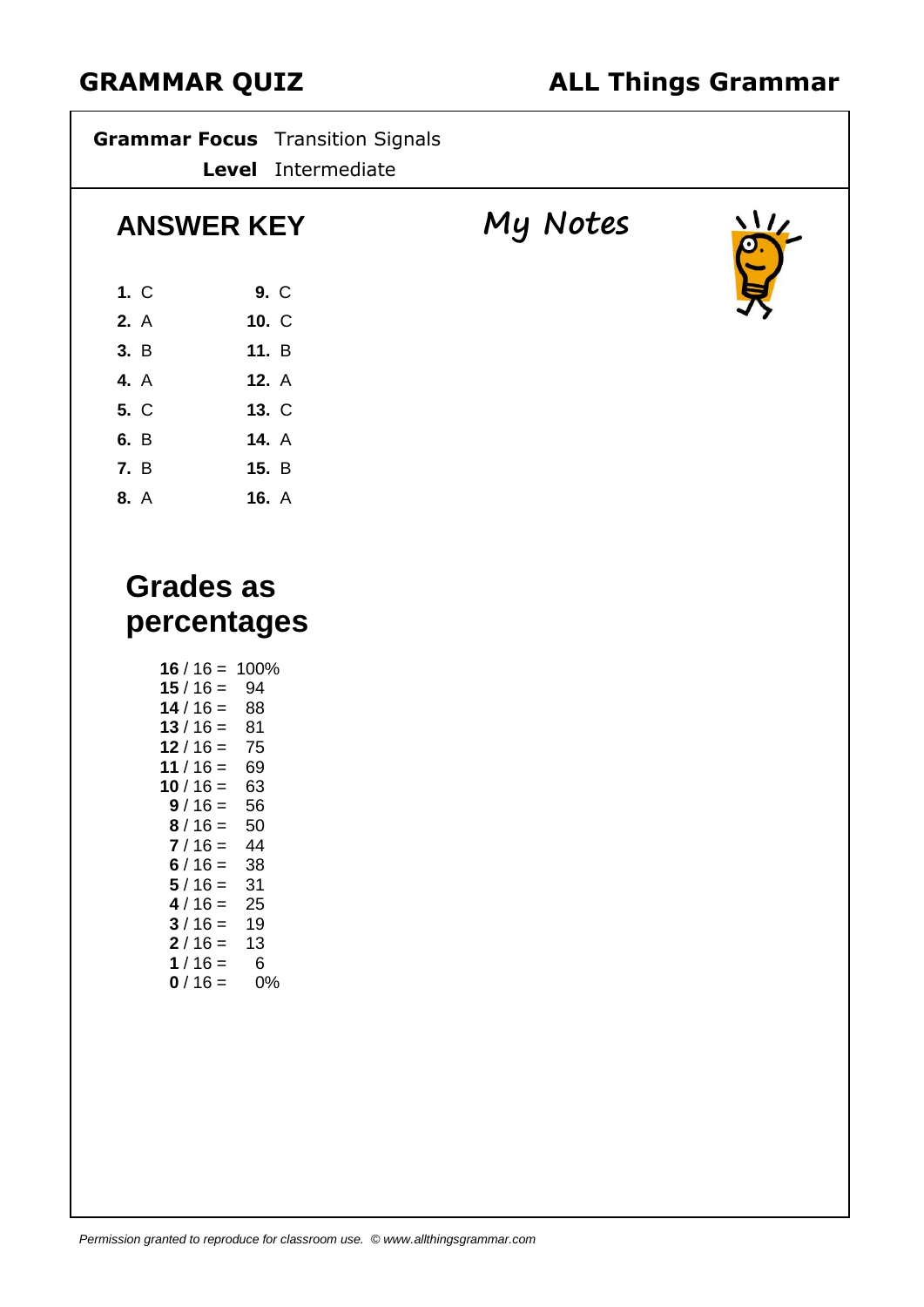**GRAMMAR QUIZ** — **ALL Things Grammar**

**Grammar Focus** Transition Signals
**Level** Intermediate

## ANSWER KEY

*My Notes*

| | |
|---|---|
| **1.** C | **9.** C |
| **2.** A | **10.** C |
| **3.** B | **11.** B |
| **4.** A | **12.** A |
| **5.** C | **13.** C |
| **6.** B | **14.** A |
| **7.** B | **15.** B |
| **8.** A | **16.** A |

## Grades as percentages

**16** / 16 = 100%
**15** / 16 = 94
**14** / 16 = 88
**13** / 16 = 81
**12** / 16 = 75
**11** / 16 = 69
**10** / 16 = 63
**9** / 16 = 56
**8** / 16 = 50
**7** / 16 = 44
**6** / 16 = 38
**5** / 16 = 31
**4** / 16 = 25
**3** / 16 = 19
**2** / 16 = 13
**1** / 16 = 6
**0** / 16 = 0%

*Permission granted to reproduce for classroom use. © www.allthingsgrammar.com*